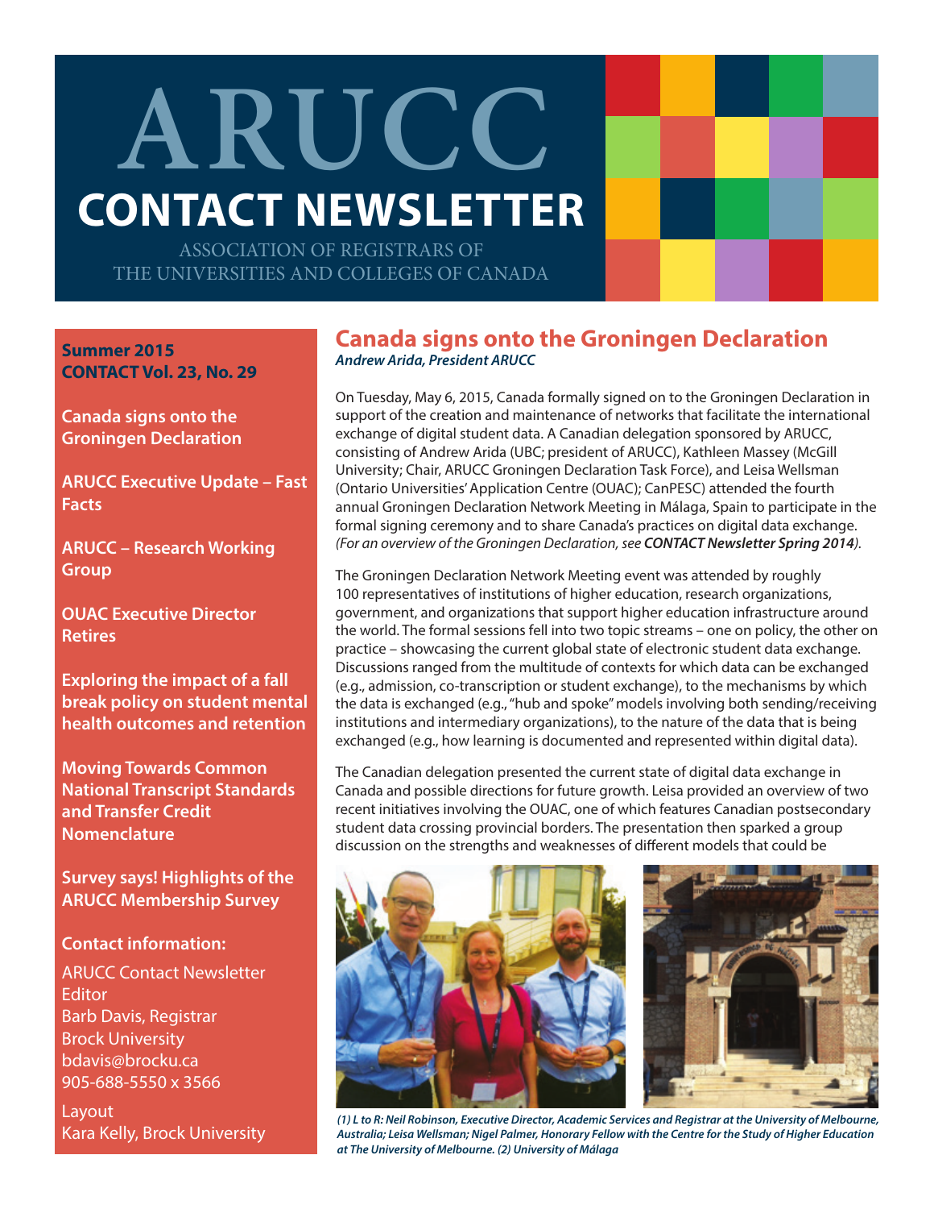# ARUCC

# CONTACT NEWSLETTER

ASSOCIATION OF REGISTRARS OF THE UNIVERSITIES AND COLLEGES OF CANADA

**Summer 2015**
**CONTACT Vol. 23, No. 29**

**Canada signs onto the Groningen Declaration**

**ARUCC Executive Update – Fast Facts**

**ARUCC – Research Working Group**

**OUAC Executive Director Retires**

**Exploring the impact of a fall break policy on student mental health outcomes and retention**

**Moving Towards Common National Transcript Standards and Transfer Credit Nomenclature**

**Survey says! Highlights of the ARUCC Membership Survey**

**Contact information:**

ARUCC Contact Newsletter Editor
Barb Davis, Registrar
Brock University
bdavis@brocku.ca
905-688-5550 x 3566

Layout
Kara Kelly, Brock University

## Canada signs onto the Groningen Declaration

***Andrew Arida, President ARUCC***

On Tuesday, May 6, 2015, Canada formally signed on to the Groningen Declaration in support of the creation and maintenance of networks that facilitate the international exchange of digital student data. A Canadian delegation sponsored by ARUCC, consisting of Andrew Arida (UBC; president of ARUCC), Kathleen Massey (McGill University; Chair, ARUCC Groningen Declaration Task Force), and Leisa Wellsman (Ontario Universities' Application Centre (OUAC); CanPESC) attended the fourth annual Groningen Declaration Network Meeting in Málaga, Spain to participate in the formal signing ceremony and to share Canada's practices on digital data exchange. *(For an overview of the Groningen Declaration, see **CONTACT Newsletter Spring 2014**).*

The Groningen Declaration Network Meeting event was attended by roughly 100 representatives of institutions of higher education, research organizations, government, and organizations that support higher education infrastructure around the world. The formal sessions fell into two topic streams – one on policy, the other on practice – showcasing the current global state of electronic student data exchange. Discussions ranged from the multitude of contexts for which data can be exchanged (e.g., admission, co-transcription or student exchange), to the mechanisms by which the data is exchanged (e.g., "hub and spoke" models involving both sending/receiving institutions and intermediary organizations), to the nature of the data that is being exchanged (e.g., how learning is documented and represented within digital data).

The Canadian delegation presented the current state of digital data exchange in Canada and possible directions for future growth. Leisa provided an overview of two recent initiatives involving the OUAC, one of which features Canadian postsecondary student data crossing provincial borders. The presentation then sparked a group discussion on the strengths and weaknesses of different models that could be

*(1) L to R: Neil Robinson, Executive Director, Academic Services and Registrar at the University of Melbourne, Australia; Leisa Wellsman; Nigel Palmer, Honorary Fellow with the Centre for the Study of Higher Education at The University of Melbourne. (2) University of Málaga*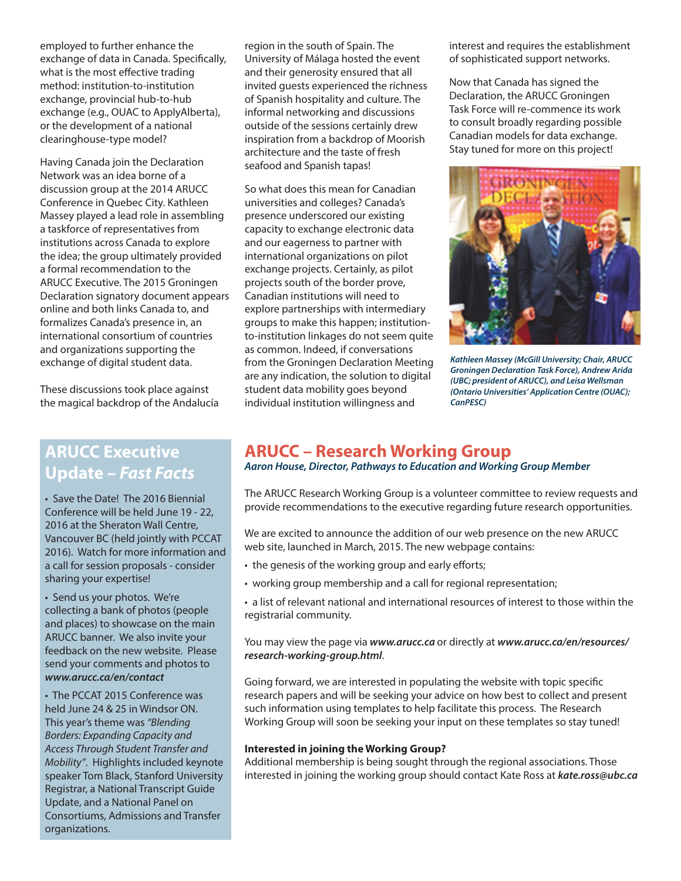employed to further enhance the exchange of data in Canada. Specifically, what is the most effective trading method: institution-to-institution exchange, provincial hub-to-hub exchange (e.g., OUAC to ApplyAlberta), or the development of a national clearinghouse-type model?

Having Canada join the Declaration Network was an idea borne of a discussion group at the 2014 ARUCC Conference in Quebec City. Kathleen Massey played a lead role in assembling a taskforce of representatives from institutions across Canada to explore the idea; the group ultimately provided a formal recommendation to the ARUCC Executive. The 2015 Groningen Declaration signatory document appears online and both links Canada to, and formalizes Canada's presence in, an international consortium of countries and organizations supporting the exchange of digital student data.

These discussions took place against the magical backdrop of the Andalucía region in the south of Spain. The University of Málaga hosted the event and their generosity ensured that all invited guests experienced the richness of Spanish hospitality and culture. The informal networking and discussions outside of the sessions certainly drew inspiration from a backdrop of Moorish architecture and the taste of fresh seafood and Spanish tapas!

So what does this mean for Canadian universities and colleges? Canada's presence underscored our existing capacity to exchange electronic data and our eagerness to partner with international organizations on pilot exchange projects. Certainly, as pilot projects south of the border prove, Canadian institutions will need to explore partnerships with intermediary groups to make this happen; institution-to-institution linkages do not seem quite as common. Indeed, if conversations from the Groningen Declaration Meeting are any indication, the solution to digital student data mobility goes beyond individual institution willingness and interest and requires the establishment of sophisticated support networks.

Now that Canada has signed the Declaration, the ARUCC Groningen Task Force will re-commence its work to consult broadly regarding possible Canadian models for data exchange. Stay tuned for more on this project!

***Kathleen Massey (McGill University; Chair, ARUCC Groningen Declaration Task Force), Andrew Arida (UBC; president of ARUCC), and Leisa Wellsman (Ontario Universities' Application Centre (OUAC); CanPESC)***

## ARUCC Executive Update – *Fast Facts*

- Save the Date! The 2016 Biennial Conference will be held June 19 - 22, 2016 at the Sheraton Wall Centre, Vancouver BC (held jointly with PCCAT 2016). Watch for more information and a call for session proposals - consider sharing your expertise!
- Send us your photos. We're collecting a bank of photos (people and places) to showcase on the main ARUCC banner. We also invite your feedback on the new website. Please send your comments and photos to ***www.arucc.ca/en/contact***
- The PCCAT 2015 Conference was held June 24 & 25 in Windsor ON. This year's theme was *"Blending Borders: Expanding Capacity and Access Through Student Transfer and Mobility"*. Highlights included keynote speaker Tom Black, Stanford University Registrar, a National Transcript Guide Update, and a National Panel on Consortiums, Admissions and Transfer organizations.

## ARUCC – Research Working Group

***Aaron House, Director, Pathways to Education and Working Group Member***

The ARUCC Research Working Group is a volunteer committee to review requests and provide recommendations to the executive regarding future research opportunities.

We are excited to announce the addition of our web presence on the new ARUCC web site, launched in March, 2015. The new webpage contains:

- the genesis of the working group and early efforts;
- working group membership and a call for regional representation;
- a list of relevant national and international resources of interest to those within the registrarial community.

You may view the page via ***www.arucc.ca*** or directly at ***www.arucc.ca/en/resources/research-working-group.html***.

Going forward, we are interested in populating the website with topic specific research papers and will be seeking your advice on how best to collect and present such information using templates to help facilitate this process. The Research Working Group will soon be seeking your input on these templates so stay tuned!

**Interested in joining the Working Group?**
Additional membership is being sought through the regional associations. Those interested in joining the working group should contact Kate Ross at ***kate.ross@ubc.ca***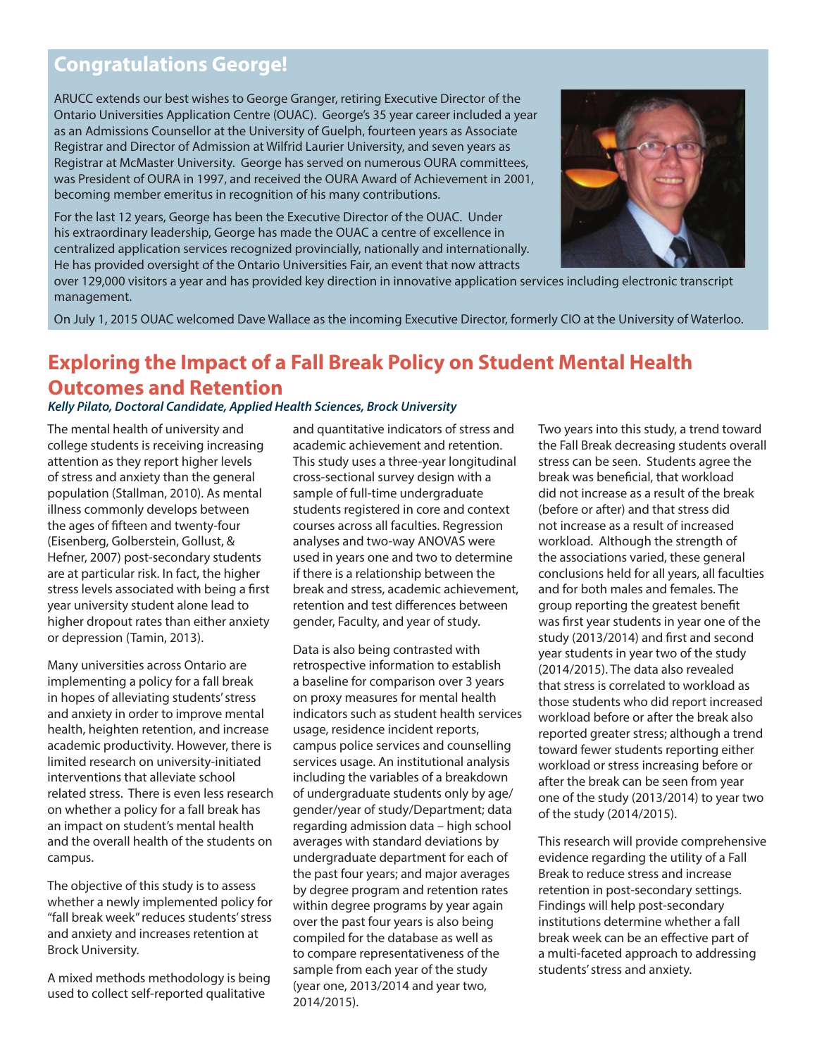## Congratulations George!

ARUCC extends our best wishes to George Granger, retiring Executive Director of the Ontario Universities Application Centre (OUAC). George's 35 year career included a year as an Admissions Counsellor at the University of Guelph, fourteen years as Associate Registrar and Director of Admission at Wilfrid Laurier University, and seven years as Registrar at McMaster University. George has served on numerous OURA committees, was President of OURA in 1997, and received the OURA Award of Achievement in 2001, becoming member emeritus in recognition of his many contributions.

For the last 12 years, George has been the Executive Director of the OUAC. Under his extraordinary leadership, George has made the OUAC a centre of excellence in centralized application services recognized provincially, nationally and internationally. He has provided oversight of the Ontario Universities Fair, an event that now attracts over 129,000 visitors a year and has provided key direction in innovative application services including electronic transcript management.

On July 1, 2015 OUAC welcomed Dave Wallace as the incoming Executive Director, formerly CIO at the University of Waterloo.

## Exploring the Impact of a Fall Break Policy on Student Mental Health Outcomes and Retention

***Kelly Pilato, Doctoral Candidate, Applied Health Sciences, Brock University***

The mental health of university and college students is receiving increasing attention as they report higher levels of stress and anxiety than the general population (Stallman, 2010). As mental illness commonly develops between the ages of fifteen and twenty-four (Eisenberg, Golberstein, Gollust, & Hefner, 2007) post-secondary students are at particular risk. In fact, the higher stress levels associated with being a first year university student alone lead to higher dropout rates than either anxiety or depression (Tamin, 2013).

Many universities across Ontario are implementing a policy for a fall break in hopes of alleviating students' stress and anxiety in order to improve mental health, heighten retention, and increase academic productivity. However, there is limited research on university-initiated interventions that alleviate school related stress. There is even less research on whether a policy for a fall break has an impact on student's mental health and the overall health of the students on campus.

The objective of this study is to assess whether a newly implemented policy for "fall break week" reduces students' stress and anxiety and increases retention at Brock University.

A mixed methods methodology is being used to collect self-reported qualitative and quantitative indicators of stress and academic achievement and retention. This study uses a three-year longitudinal cross-sectional survey design with a sample of full-time undergraduate students registered in core and context courses across all faculties. Regression analyses and two-way ANOVAS were used in years one and two to determine if there is a relationship between the break and stress, academic achievement, retention and test differences between gender, Faculty, and year of study.

Data is also being contrasted with retrospective information to establish a baseline for comparison over 3 years on proxy measures for mental health indicators such as student health services usage, residence incident reports, campus police services and counselling services usage. An institutional analysis including the variables of a breakdown of undergraduate students only by age/gender/year of study/Department; data regarding admission data – high school averages with standard deviations by undergraduate department for each of the past four years; and major averages by degree program and retention rates within degree programs by year again over the past four years is also being compiled for the database as well as to compare representativeness of the sample from each year of the study (year one, 2013/2014 and year two, 2014/2015).

Two years into this study, a trend toward the Fall Break decreasing students overall stress can be seen. Students agree the break was beneficial, that workload did not increase as a result of the break (before or after) and that stress did not increase as a result of increased workload. Although the strength of the associations varied, these general conclusions held for all years, all faculties and for both males and females. The group reporting the greatest benefit was first year students in year one of the study (2013/2014) and first and second year students in year two of the study (2014/2015). The data also revealed that stress is correlated to workload as those students who did report increased workload before or after the break also reported greater stress; although a trend toward fewer students reporting either workload or stress increasing before or after the break can be seen from year one of the study (2013/2014) to year two of the study (2014/2015).

This research will provide comprehensive evidence regarding the utility of a Fall Break to reduce stress and increase retention in post-secondary settings. Findings will help post-secondary institutions determine whether a fall break week can be an effective part of a multi-faceted approach to addressing students' stress and anxiety.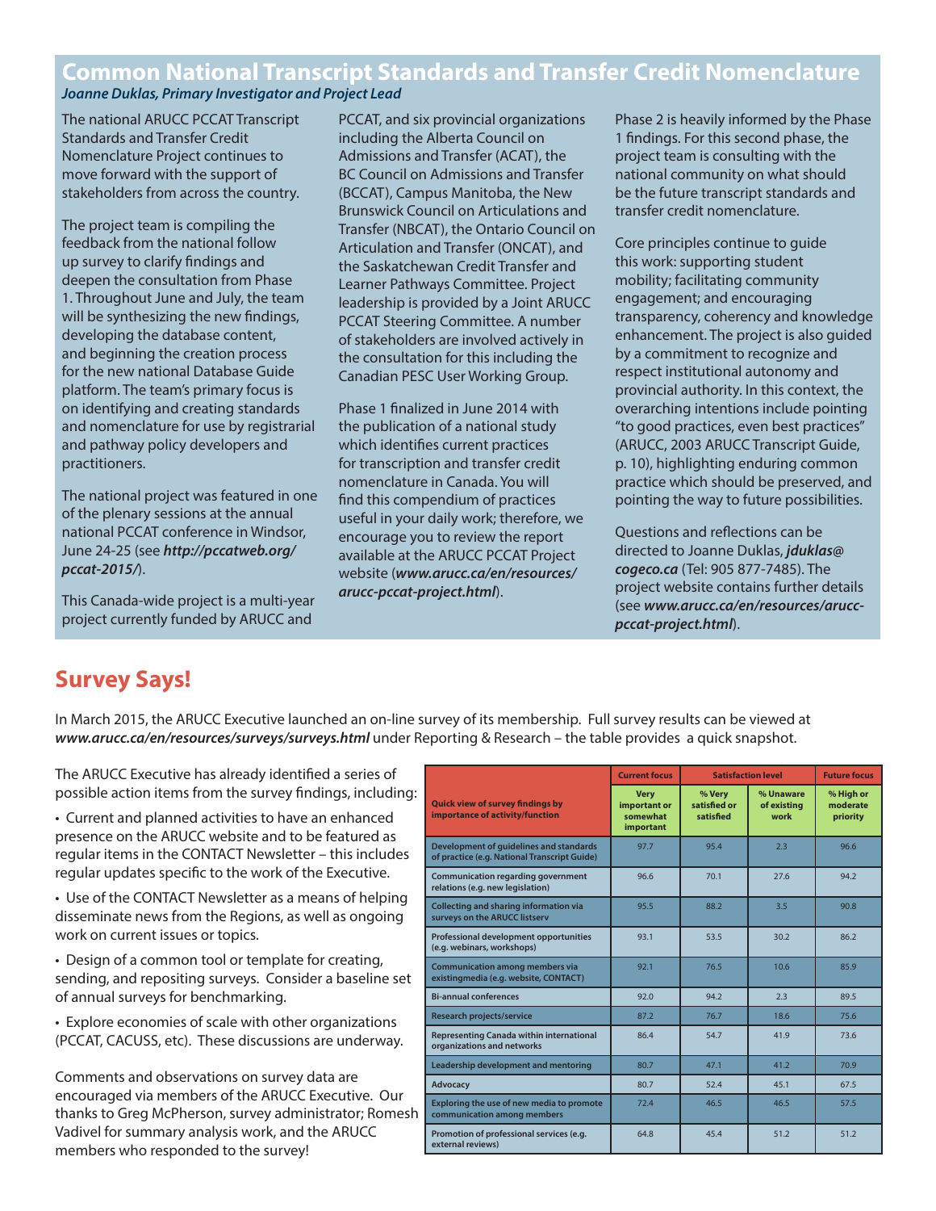## Common National Transcript Standards and Transfer Credit Nomenclature

***Joanne Duklas, Primary Investigator and Project Lead***

The national ARUCC PCCAT Transcript Standards and Transfer Credit Nomenclature Project continues to move forward with the support of stakeholders from across the country.

The project team is compiling the feedback from the national follow up survey to clarify findings and deepen the consultation from Phase 1. Throughout June and July, the team will be synthesizing the new findings, developing the database content, and beginning the creation process for the new national Database Guide platform. The team's primary focus is on identifying and creating standards and nomenclature for use by registrarial and pathway policy developers and practitioners.

The national project was featured in one of the plenary sessions at the annual national PCCAT conference in Windsor, June 24-25 (see ***http://pccatweb.org/pccat-2015/***).

This Canada-wide project is a multi-year project currently funded by ARUCC and PCCAT, and six provincial organizations including the Alberta Council on Admissions and Transfer (ACAT), the BC Council on Admissions and Transfer (BCCAT), Campus Manitoba, the New Brunswick Council on Articulations and Transfer (NBCAT), the Ontario Council on Articulation and Transfer (ONCAT), and the Saskatchewan Credit Transfer and Learner Pathways Committee. Project leadership is provided by a Joint ARUCC PCCAT Steering Committee. A number of stakeholders are involved actively in the consultation for this including the Canadian PESC User Working Group.

Phase 1 finalized in June 2014 with the publication of a national study which identifies current practices for transcription and transfer credit nomenclature in Canada. You will find this compendium of practices useful in your daily work; therefore, we encourage you to review the report available at the ARUCC PCCAT Project website (***www.arucc.ca/en/resources/arucc-pccat-project.html***).

Phase 2 is heavily informed by the Phase 1 findings. For this second phase, the project team is consulting with the national community on what should be the future transcript standards and transfer credit nomenclature.

Core principles continue to guide this work: supporting student mobility; facilitating community engagement; and encouraging transparency, coherency and knowledge enhancement. The project is also guided by a commitment to recognize and respect institutional autonomy and provincial authority. In this context, the overarching intentions include pointing "to good practices, even best practices" (ARUCC, 2003 ARUCC Transcript Guide, p. 10), highlighting enduring common practice which should be preserved, and pointing the way to future possibilities.

Questions and reflections can be directed to Joanne Duklas, ***jduklas@cogeco.ca*** (Tel: 905 877-7485). The project website contains further details (see ***www.arucc.ca/en/resources/arucc-pccat-project.html***).

## Survey Says!

In March 2015, the ARUCC Executive launched an on-line survey of its membership. Full survey results can be viewed at ***www.arucc.ca/en/resources/surveys/surveys.html*** under Reporting & Research – the table provides a quick snapshot.

The ARUCC Executive has already identified a series of possible action items from the survey findings, including:

- Current and planned activities to have an enhanced presence on the ARUCC website and to be featured as regular items in the CONTACT Newsletter – this includes regular updates specific to the work of the Executive.
- Use of the CONTACT Newsletter as a means of helping disseminate news from the Regions, as well as ongoing work on current issues or topics.
- Design of a common tool or template for creating, sending, and repositing surveys. Consider a baseline set of annual surveys for benchmarking.
- Explore economies of scale with other organizations (PCCAT, CACUSS, etc). These discussions are underway.

Comments and observations on survey data are encouraged via members of the ARUCC Executive. Our thanks to Greg McPherson, survey administrator; Romesh Vadivel for summary analysis work, and the ARUCC members who responded to the survey!

| | Current focus | Satisfaction level | | Future focus |
|---|---|---|---|---|
| **Quick view of survey findings by importance of activity/function** | **Very important or somewhat important** | **% Very satisfied or satisfied** | **% Unaware of existing work** | **% High or moderate priority** |
| Development of guidelines and standards of practice (e.g. National Transcript Guide) | 97.7 | 95.4 | 2.3 | 96.6 |
| Communication regarding government relations (e.g. new legislation) | 96.6 | 70.1 | 27.6 | 94.2 |
| Collecting and sharing information via surveys on the ARUCC listserv | 95.5 | 88.2 | 3.5 | 90.8 |
| Professional development opportunities (e.g. webinars, workshops) | 93.1 | 53.5 | 30.2 | 86.2 |
| Communication among members via existingmedia (e.g. website, CONTACT) | 92.1 | 76.5 | 10.6 | 85.9 |
| Bi-annual conferences | 92.0 | 94.2 | 2.3 | 89.5 |
| Research projects/service | 87.2 | 76.7 | 18.6 | 75.6 |
| Representing Canada within international organizations and networks | 86.4 | 54.7 | 41.9 | 73.6 |
| Leadership development and mentoring | 80.7 | 47.1 | 41.2 | 70.9 |
| Advocacy | 80.7 | 52.4 | 45.1 | 67.5 |
| Exploring the use of new media to promote communication among members | 72.4 | 46.5 | 46.5 | 57.5 |
| Promotion of professional services (e.g. external reviews) | 64.8 | 45.4 | 51.2 | 51.2 |